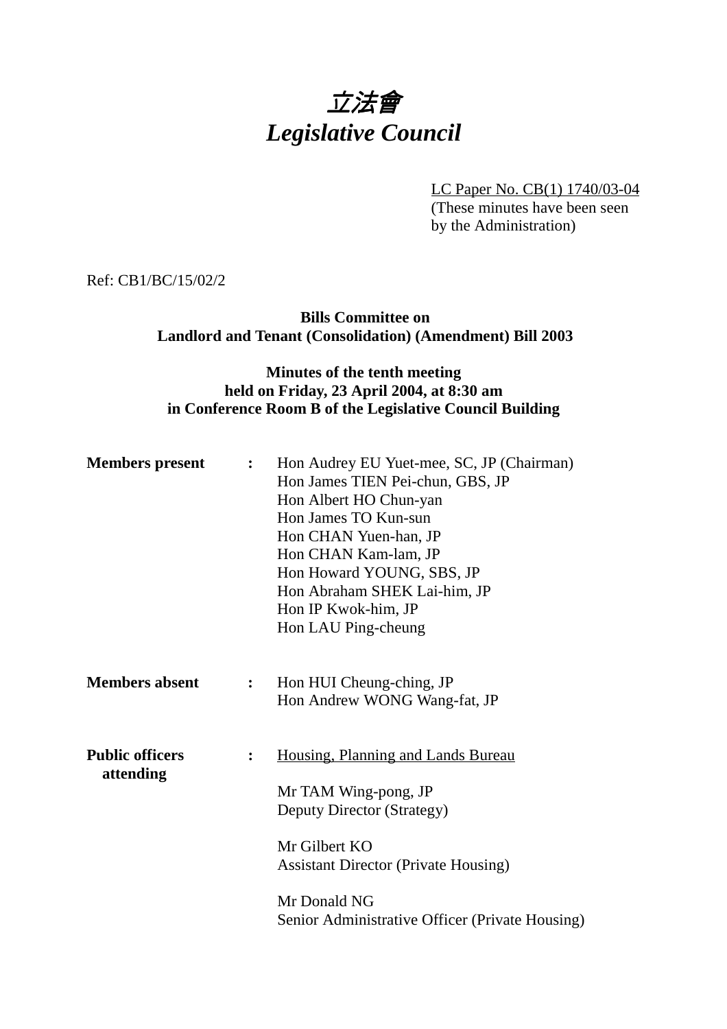# *立法會*
# *Legislative Council*

LC Paper No. CB(1) 1740/03-04
(These minutes have been seen by the Administration)

Ref: CB1/BC/15/02/2

**Bills Committee on**
**Landlord and Tenant (Consolidation) (Amendment) Bill 2003**

**Minutes of the tenth meeting**
**held on Friday, 23 April 2004, at 8:30 am**
**in Conference Room B of the Legislative Council Building**

**Members present** : Hon Audrey EU Yuet-mee, SC, JP (Chairman)
Hon James TIEN Pei-chun, GBS, JP
Hon Albert HO Chun-yan
Hon James TO Kun-sun
Hon CHAN Yuen-han, JP
Hon CHAN Kam-lam, JP
Hon Howard YOUNG, SBS, JP
Hon Abraham SHEK Lai-him, JP
Hon IP Kwok-him, JP
Hon LAU Ping-cheung

**Members absent** : Hon HUI Cheung-ching, JP
Hon Andrew WONG Wang-fat, JP

**Public officers attending** : Housing, Planning and Lands Bureau

Mr TAM Wing-pong, JP
Deputy Director (Strategy)

Mr Gilbert KO
Assistant Director (Private Housing)

Mr Donald NG
Senior Administrative Officer (Private Housing)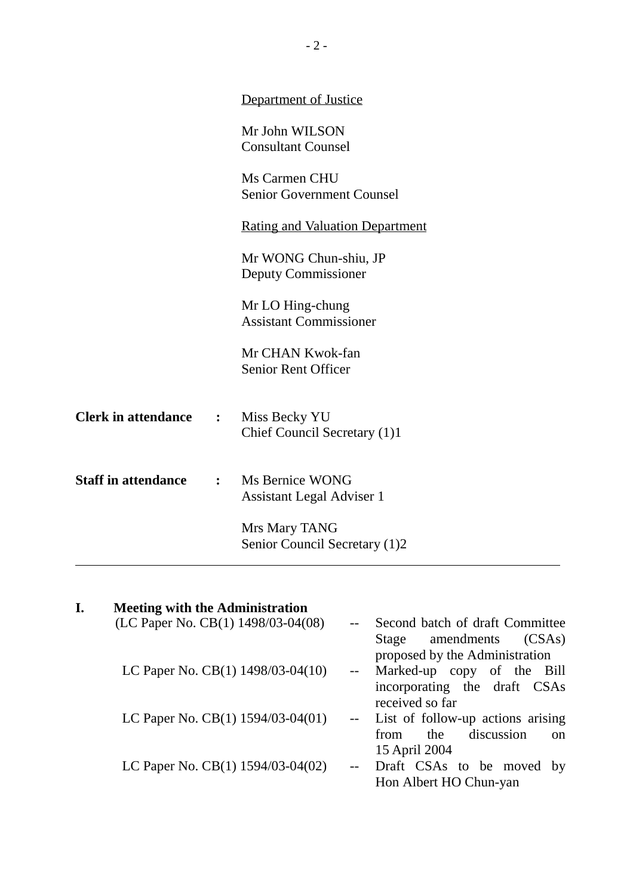Department of Justice

Mr John WILSON
Consultant Counsel

Ms Carmen CHU
Senior Government Counsel

Rating and Valuation Department

Mr WONG Chun-shiu, JP
Deputy Commissioner

Mr LO Hing-chung
Assistant Commissioner

Mr CHAN Kwok-fan
Senior Rent Officer

**Clerk in attendance :** Miss Becky YU
Chief Council Secretary (1)1

**Staff in attendance :** Ms Bernice WONG
Assistant Legal Adviser 1

Mrs Mary TANG
Senior Council Secretary (1)2

---

**I. Meeting with the Administration**

| | | |
|---|---|---|
| (LC Paper No. CB(1) 1498/03-04(08) | -- | Second batch of draft Committee Stage amendments (CSAs) proposed by the Administration |
| LC Paper No. CB(1) 1498/03-04(10) | -- | Marked-up copy of the Bill incorporating the draft CSAs received so far |
| LC Paper No. CB(1) 1594/03-04(01) | -- | List of follow-up actions arising from the discussion on 15 April 2004 |
| LC Paper No. CB(1) 1594/03-04(02) | -- | Draft CSAs to be moved by Hon Albert HO Chun-yan |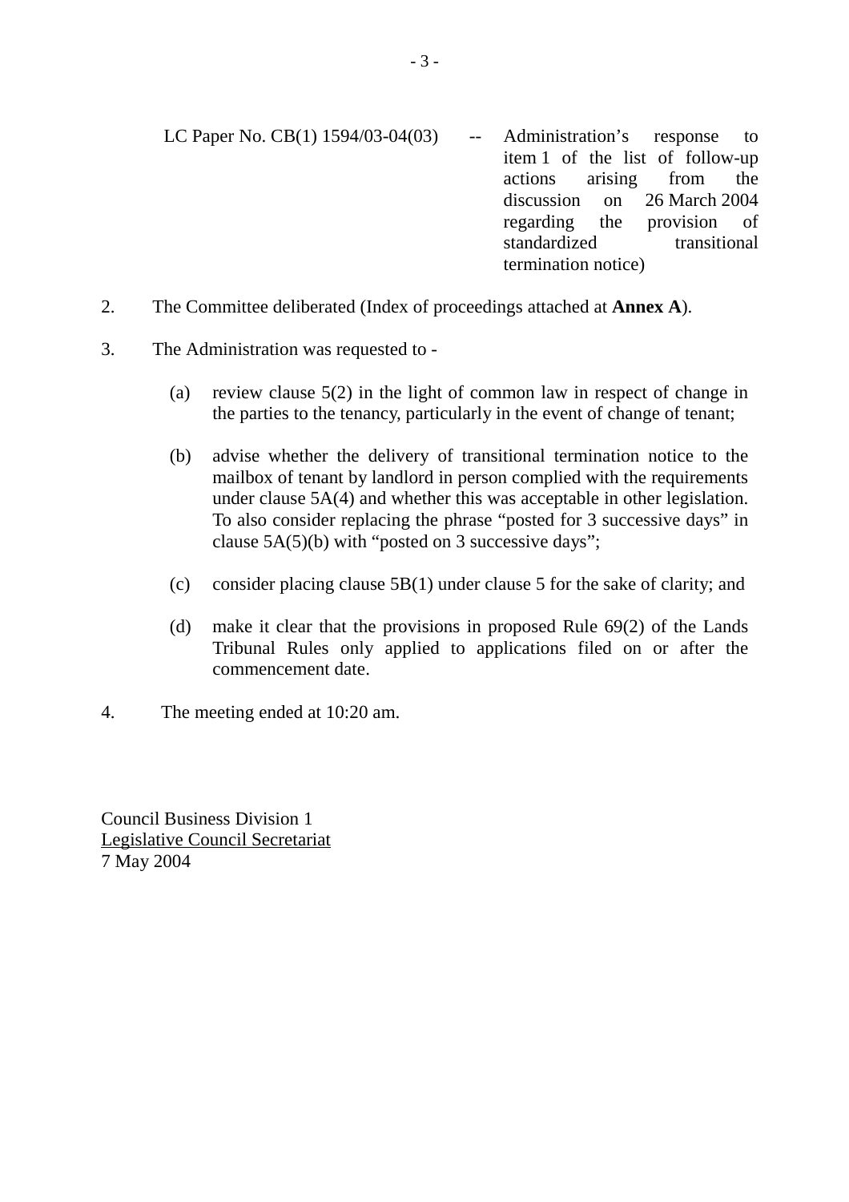LC Paper No. CB(1) 1594/03-04(03) -- Administration's response to item 1 of the list of follow-up actions arising from the discussion on 26 March 2004 regarding the provision of standardized transitional termination notice)

2. The Committee deliberated (Index of proceedings attached at **Annex A**).

3. The Administration was requested to -

   (a) review clause 5(2) in the light of common law in respect of change in the parties to the tenancy, particularly in the event of change of tenant;

   (b) advise whether the delivery of transitional termination notice to the mailbox of tenant by landlord in person complied with the requirements under clause 5A(4) and whether this was acceptable in other legislation. To also consider replacing the phrase "posted for 3 successive days" in clause 5A(5)(b) with "posted on 3 successive days";

   (c) consider placing clause 5B(1) under clause 5 for the sake of clarity; and

   (d) make it clear that the provisions in proposed Rule 69(2) of the Lands Tribunal Rules only applied to applications filed on or after the commencement date.

4. The meeting ended at 10:20 am.

Council Business Division 1
Legislative Council Secretariat
7 May 2004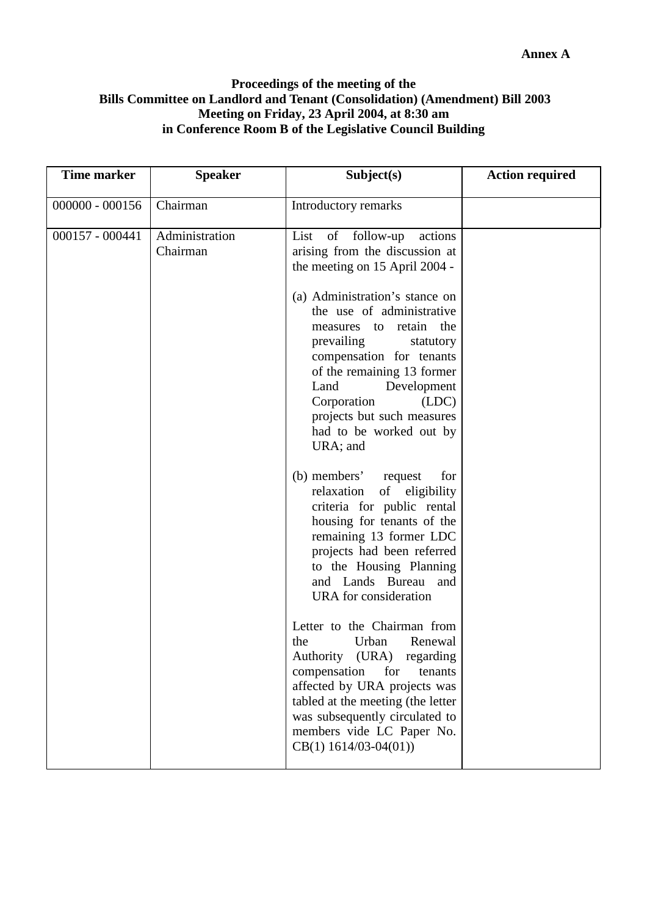**Annex A**

**Proceedings of the meeting of the Bills Committee on Landlord and Tenant (Consolidation) (Amendment) Bill 2003 Meeting on Friday, 23 April 2004, at 8:30 am in Conference Room B of the Legislative Council Building**

| Time marker | Speaker | Subject(s) | Action required |
|---|---|---|---|
| 000000 - 000156 | Chairman | Introductory remarks | |
| 000157 - 000441 | Administration<br>Chairman | List of follow-up actions arising from the discussion at the meeting on 15 April 2004 -<br><br>(a) Administration's stance on the use of administrative measures to retain the prevailing statutory compensation for tenants of the remaining 13 former Land Development Corporation (LDC) projects but such measures had to be worked out by URA; and<br><br>(b) members' request for relaxation of eligibility criteria for public rental housing for tenants of the remaining 13 former LDC projects had been referred to the Housing Planning and Lands Bureau and URA for consideration<br><br>Letter to the Chairman from the Urban Renewal Authority (URA) regarding compensation for tenants affected by URA projects was tabled at the meeting (the letter was subsequently circulated to members vide LC Paper No. CB(1) 1614/03-04(01)) | |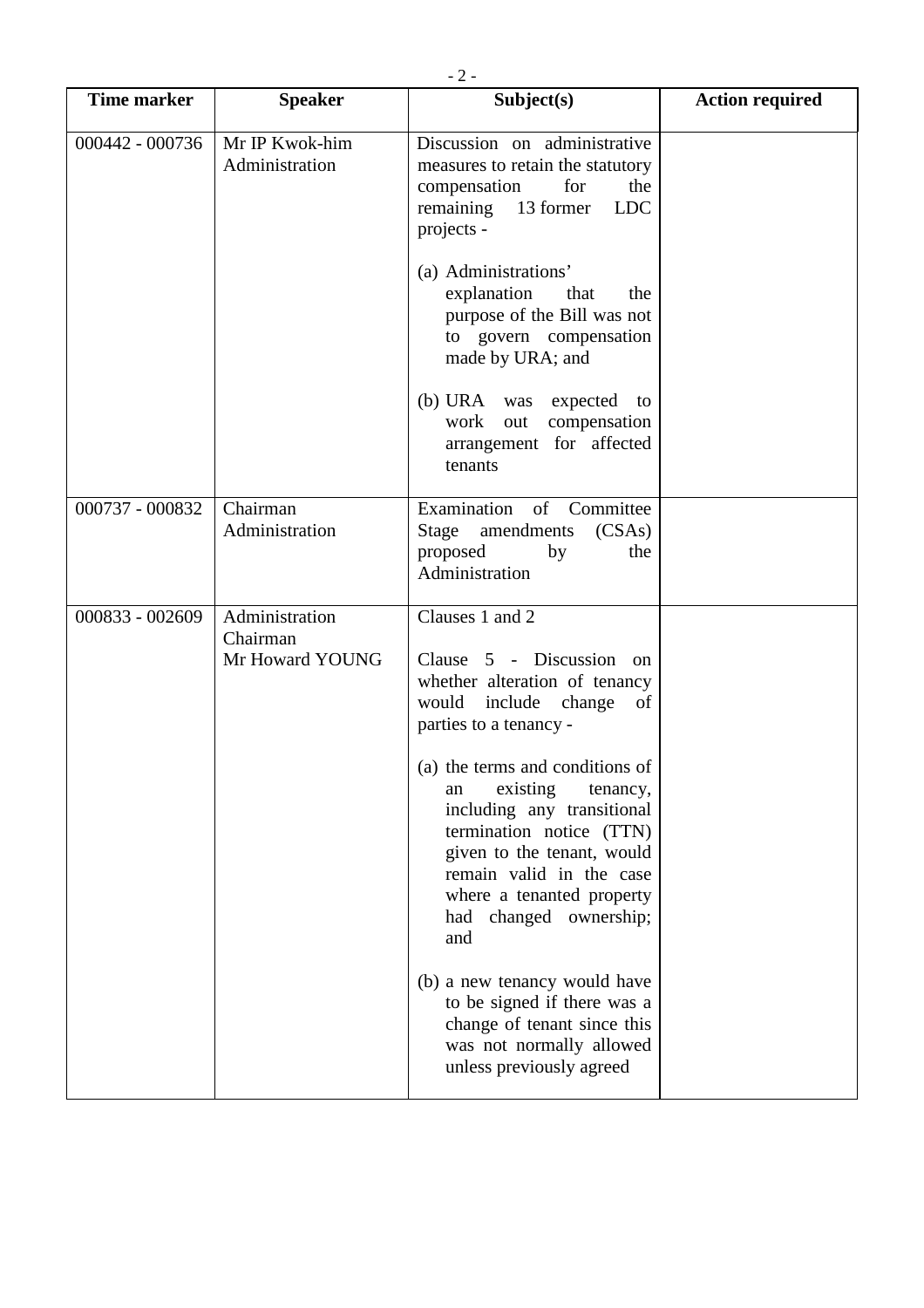| Time marker | Speaker | Subject(s) | Action required |
|---|---|---|---|
| 000442 - 000736 | Mr IP Kwok-him<br>Administration | Discussion on administrative measures to retain the statutory compensation for the remaining 13 former LDC projects -<br><br>(a) Administrations' explanation that the purpose of the Bill was not to govern compensation made by URA; and<br><br>(b) URA was expected to work out compensation arrangement for affected tenants | |
| 000737 - 000832 | Chairman<br>Administration | Examination of Committee Stage amendments (CSAs) proposed by the Administration | |
| 000833 - 002609 | Administration<br>Chairman<br>Mr Howard YOUNG | Clauses 1 and 2<br><br>Clause 5 - Discussion on whether alteration of tenancy would include change of parties to a tenancy -<br><br>(a) the terms and conditions of an existing tenancy, including any transitional termination notice (TTN) given to the tenant, would remain valid in the case where a tenanted property had changed ownership; and<br><br>(b) a new tenancy would have to be signed if there was a change of tenant since this was not normally allowed unless previously agreed | |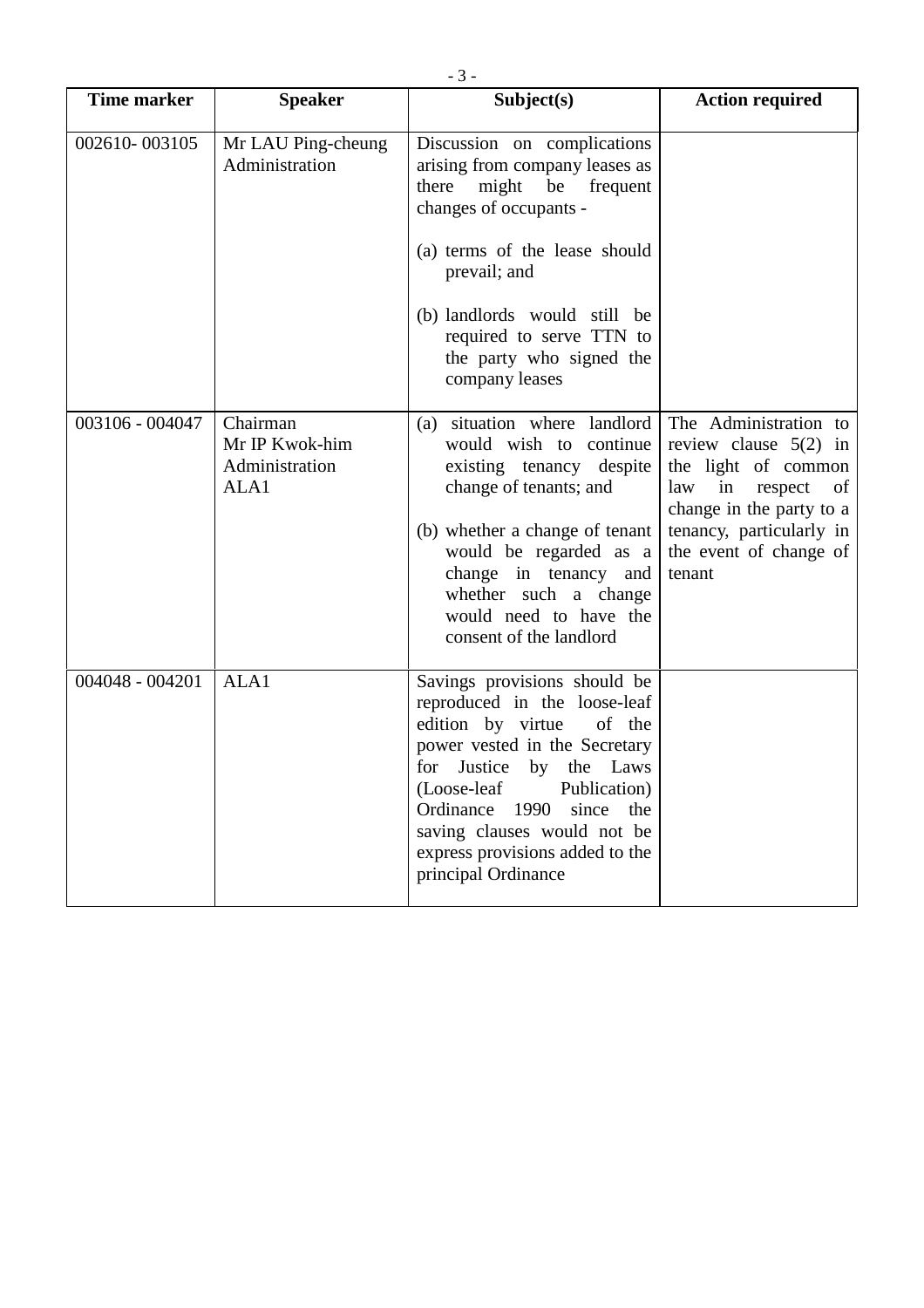| Time marker | Speaker | Subject(s) | Action required |
|---|---|---|---|
| 002610- 003105 | Mr LAU Ping-cheung<br>Administration | Discussion on complications arising from company leases as there might be frequent changes of occupants -<br><br>(a) terms of the lease should prevail; and<br><br>(b) landlords would still be required to serve TTN to the party who signed the company leases | |
| 003106 - 004047 | Chairman<br>Mr IP Kwok-him<br>Administration<br>ALA1 | (a) situation where landlord would wish to continue existing tenancy despite change of tenants; and<br><br>(b) whether a change of tenant would be regarded as a change in tenancy and whether such a change would need to have the consent of the landlord | The Administration to review clause 5(2) in the light of common law in respect of change in the party to a tenancy, particularly in the event of change of tenant |
| 004048 - 004201 | ALA1 | Savings provisions should be reproduced in the loose-leaf edition by virtue of the power vested in the Secretary for Justice by the Laws (Loose-leaf Publication) Ordinance 1990 since the saving clauses would not be express provisions added to the principal Ordinance | |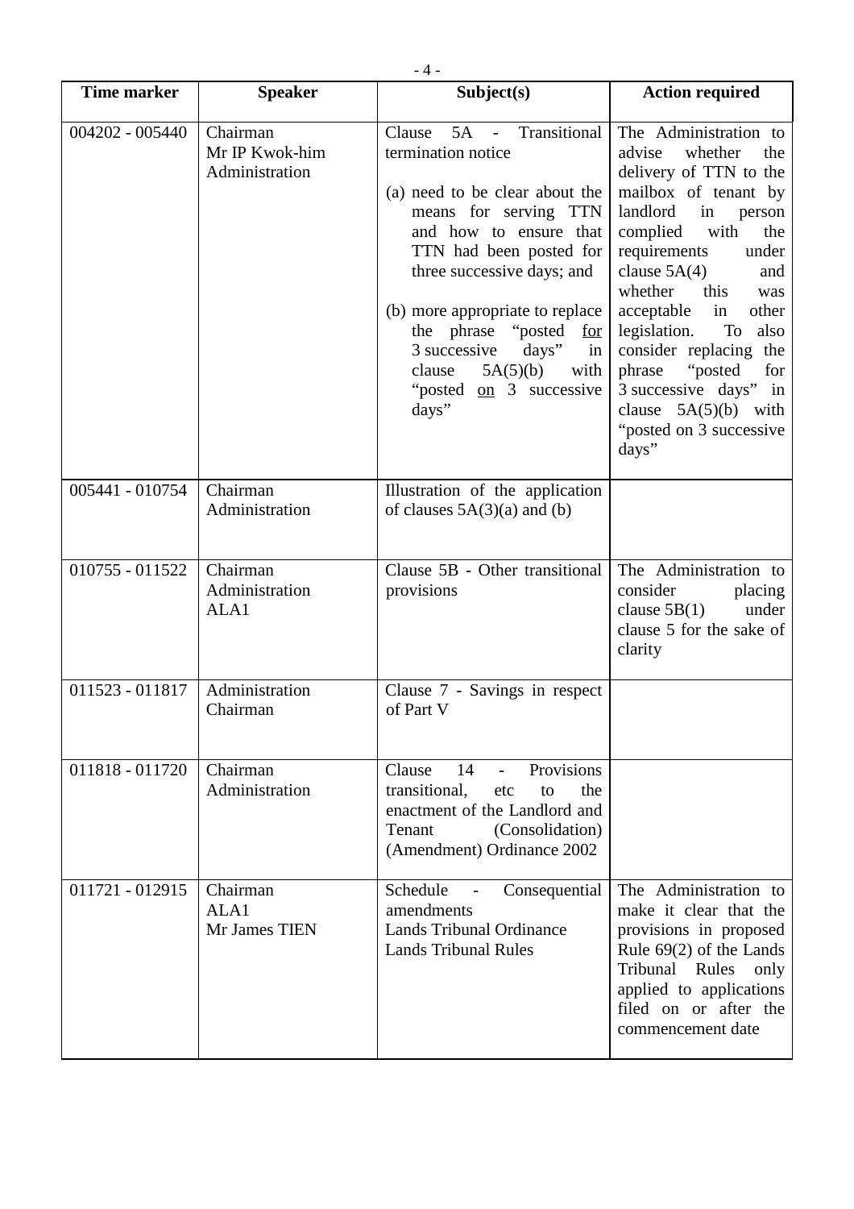| Time marker | Speaker | Subject(s) | Action required |
|---|---|---|---|
| 004202 - 005440 | Chairman<br>Mr IP Kwok-him<br>Administration | Clause 5A - Transitional termination notice<br><br>(a) need to be clear about the means for serving TTN and how to ensure that TTN had been posted for three successive days; and<br><br>(b) more appropriate to replace the phrase "posted <u>for</u> 3 successive days" in clause 5A(5)(b) with "posted <u>on</u> 3 successive days" | The Administration to advise whether the delivery of TTN to the mailbox of tenant by landlord in person complied with the requirements under clause 5A(4) and whether this was acceptable in other legislation. To also consider replacing the phrase "posted for 3 successive days" in clause 5A(5)(b) with "posted on 3 successive days" |
| 005441 - 010754 | Chairman<br>Administration | Illustration of the application of clauses 5A(3)(a) and (b) | |
| 010755 - 011522 | Chairman<br>Administration<br>ALA1 | Clause 5B - Other transitional provisions | The Administration to consider placing clause 5B(1) under clause 5 for the sake of clarity |
| 011523 - 011817 | Administration<br>Chairman | Clause 7 - Savings in respect of Part V | |
| 011818 - 011720 | Chairman<br>Administration | Clause 14 - Provisions transitional, etc to the enactment of the Landlord and Tenant (Consolidation) (Amendment) Ordinance 2002 | |
| 011721 - 012915 | Chairman<br>ALA1<br>Mr James TIEN | Schedule - Consequential amendments<br>Lands Tribunal Ordinance<br>Lands Tribunal Rules | The Administration to make it clear that the provisions in proposed Rule 69(2) of the Lands Tribunal Rules only applied to applications filed on or after the commencement date |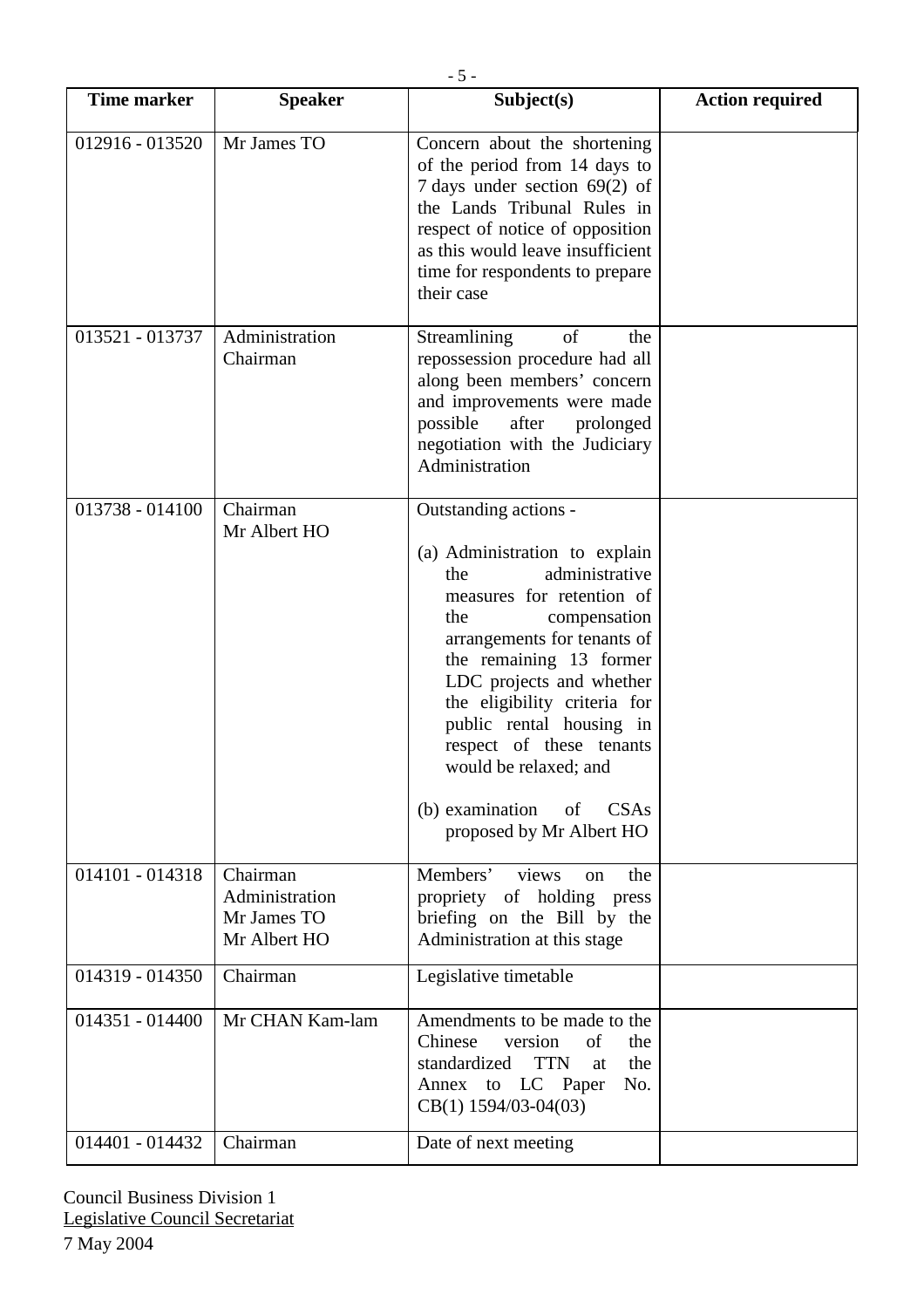| Time marker | Speaker | Subject(s) | Action required |
|---|---|---|---|
| 012916 - 013520 | Mr James TO | Concern about the shortening of the period from 14 days to 7 days under section 69(2) of the Lands Tribunal Rules in respect of notice of opposition as this would leave insufficient time for respondents to prepare their case | |
| 013521 - 013737 | Administration<br>Chairman | Streamlining of the repossession procedure had all along been members' concern and improvements were made possible after prolonged negotiation with the Judiciary Administration | |
| 013738 - 014100 | Chairman<br>Mr Albert HO | Outstanding actions -<br><br>(a) Administration to explain the administrative measures for retention of the compensation arrangements for tenants of the remaining 13 former LDC projects and whether the eligibility criteria for public rental housing in respect of these tenants would be relaxed; and<br><br>(b) examination of CSAs proposed by Mr Albert HO | |
| 014101 - 014318 | Chairman<br>Administration<br>Mr James TO<br>Mr Albert HO | Members' views on the propriety of holding press briefing on the Bill by the Administration at this stage | |
| 014319 - 014350 | Chairman | Legislative timetable | |
| 014351 - 014400 | Mr CHAN Kam-lam | Amendments to be made to the Chinese version of the standardized TTN at the Annex to LC Paper No. CB(1) 1594/03-04(03) | |
| 014401 - 014432 | Chairman | Date of next meeting | |

Council Business Division 1
Legislative Council Secretariat
7 May 2004